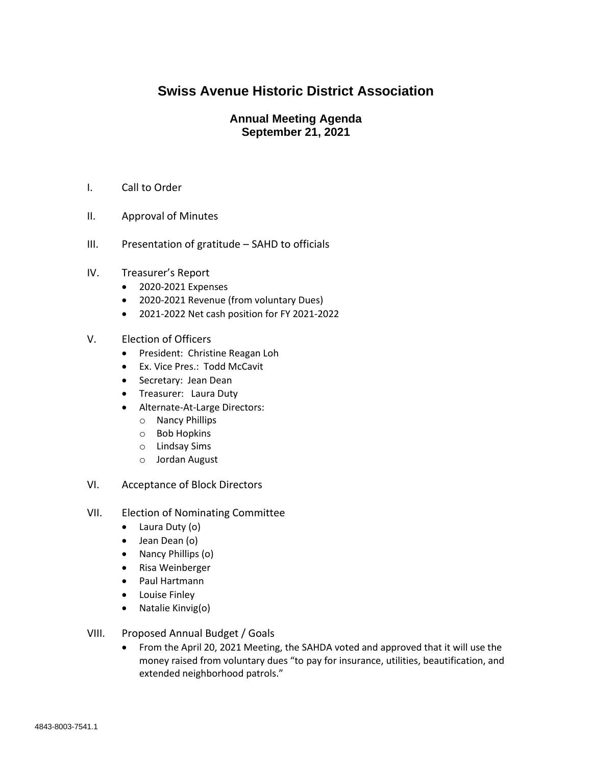# Swiss Avenue Historic District Association

## Annual Meeting Agenda
## September 21, 2021

I. Call to Order

II. Approval of Minutes

III. Presentation of gratitude – SAHD to officials

IV. Treasurer's Report
- 2020-2021 Expenses
- 2020-2021 Revenue (from voluntary Dues)
- 2021-2022 Net cash position for FY 2021-2022

V. Election of Officers
- President: Christine Reagan Loh
- Ex. Vice Pres.: Todd McCavit
- Secretary: Jean Dean
- Treasurer: Laura Duty
- Alternate-At-Large Directors:
  - Nancy Phillips
  - Bob Hopkins
  - Lindsay Sims
  - Jordan August

VI. Acceptance of Block Directors

VII. Election of Nominating Committee
- Laura Duty (o)
- Jean Dean (o)
- Nancy Phillips (o)
- Risa Weinberger
- Paul Hartmann
- Louise Finley
- Natalie Kinvig(o)

VIII. Proposed Annual Budget / Goals
- From the April 20, 2021 Meeting, the SAHDA voted and approved that it will use the money raised from voluntary dues "to pay for insurance, utilities, beautification, and extended neighborhood patrols."

4843-8003-7541.1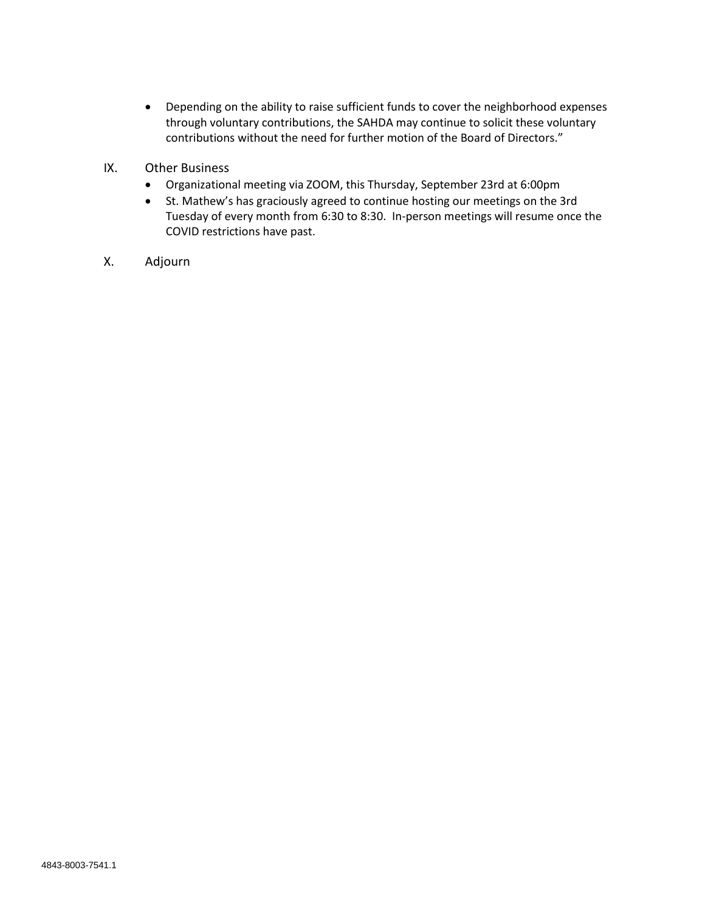- Depending on the ability to raise sufficient funds to cover the neighborhood expenses through voluntary contributions, the SAHDA may continue to solicit these voluntary contributions without the need for further motion of the Board of Directors."

IX. Other Business
- Organizational meeting via ZOOM, this Thursday, September 23rd at 6:00pm
- St. Mathew's has graciously agreed to continue hosting our meetings on the 3rd Tuesday of every month from 6:30 to 8:30. In-person meetings will resume once the COVID restrictions have past.

X. Adjourn

4843-8003-7541.1